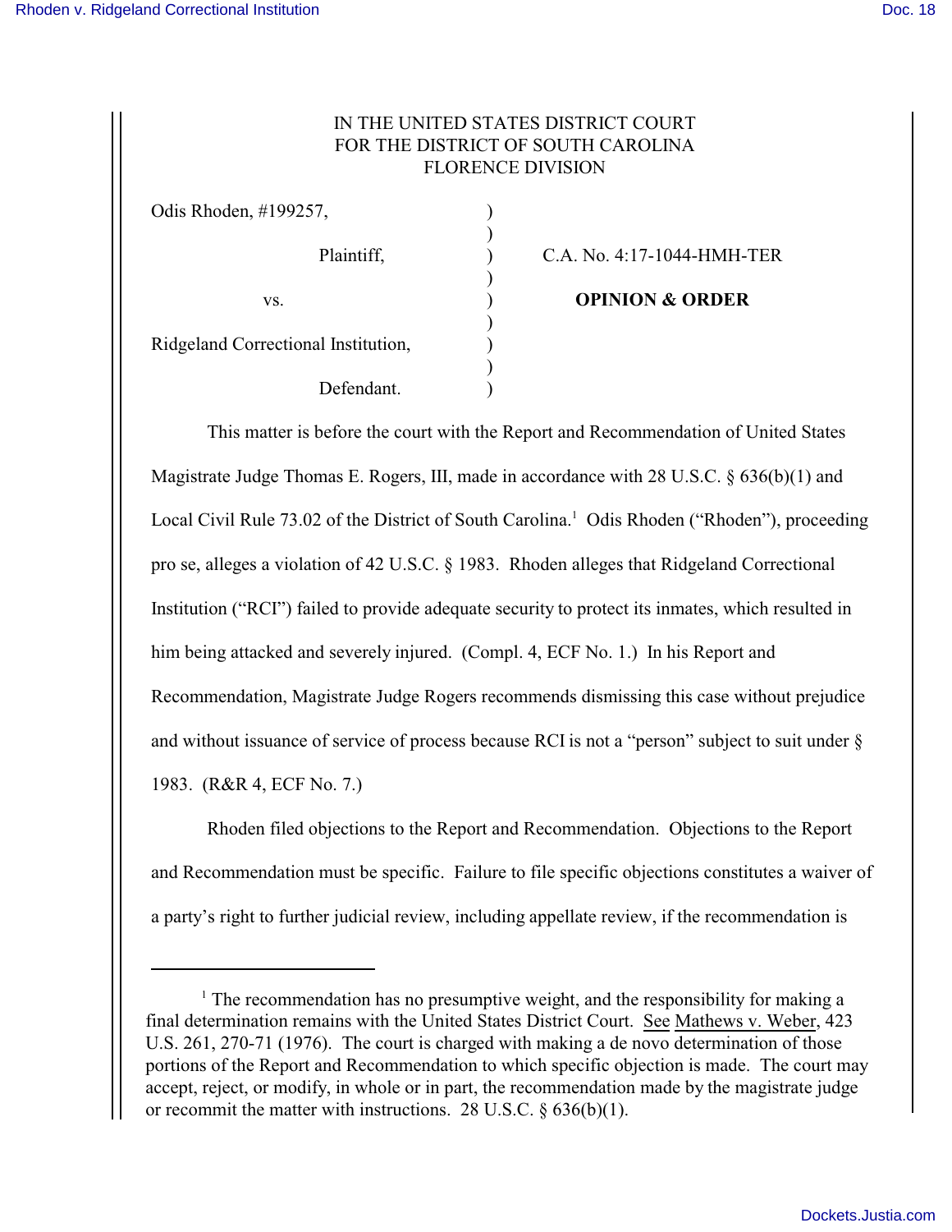IN THE UNITED STATES DISTRICT COURT
FOR THE DISTRICT OF SOUTH CAROLINA
FLORENCE DIVISION

| | | |
|---|---|---|
| Odis Rhoden, #199257, | ) | |
| | ) | |
| Plaintiff, | ) | C.A. No. 4:17-1044-HMH-TER |
| | ) | |
| vs. | ) | **OPINION & ORDER** |
| | ) | |
| Ridgeland Correctional Institution, | ) | |
| | ) | |
| Defendant. | ) | |

This matter is before the court with the Report and Recommendation of United States Magistrate Judge Thomas E. Rogers, III, made in accordance with 28 U.S.C. § 636(b)(1) and Local Civil Rule 73.02 of the District of South Carolina.[1] Odis Rhoden ("Rhoden"), proceeding pro se, alleges a violation of 42 U.S.C. § 1983. Rhoden alleges that Ridgeland Correctional Institution ("RCI") failed to provide adequate security to protect its inmates, which resulted in him being attacked and severely injured. (Compl. 4, ECF No. 1.) In his Report and Recommendation, Magistrate Judge Rogers recommends dismissing this case without prejudice and without issuance of service of process because RCI is not a "person" subject to suit under § 1983. (R&R 4, ECF No. 7.)

Rhoden filed objections to the Report and Recommendation. Objections to the Report and Recommendation must be specific. Failure to file specific objections constitutes a waiver of a party's right to further judicial review, including appellate review, if the recommendation is

[1] The recommendation has no presumptive weight, and the responsibility for making a final determination remains with the United States District Court. See Mathews v. Weber, 423 U.S. 261, 270-71 (1976). The court is charged with making a de novo determination of those portions of the Report and Recommendation to which specific objection is made. The court may accept, reject, or modify, in whole or in part, the recommendation made by the magistrate judge or recommit the matter with instructions. 28 U.S.C. § 636(b)(1).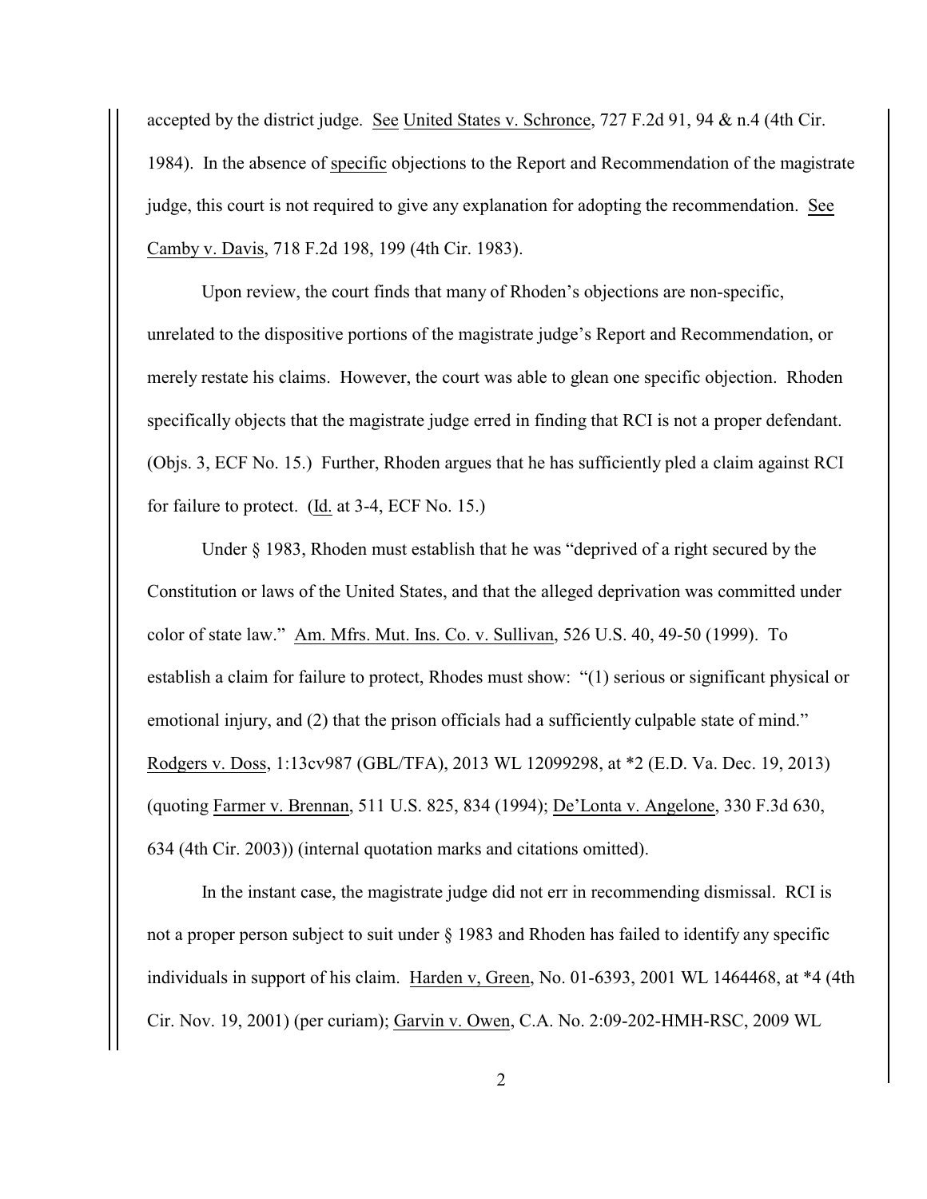accepted by the district judge. See United States v. Schronce, 727 F.2d 91, 94 & n.4 (4th Cir. 1984). In the absence of specific objections to the Report and Recommendation of the magistrate judge, this court is not required to give any explanation for adopting the recommendation. See Camby v. Davis, 718 F.2d 198, 199 (4th Cir. 1983).

Upon review, the court finds that many of Rhoden's objections are non-specific, unrelated to the dispositive portions of the magistrate judge's Report and Recommendation, or merely restate his claims. However, the court was able to glean one specific objection. Rhoden specifically objects that the magistrate judge erred in finding that RCI is not a proper defendant. (Objs. 3, ECF No. 15.) Further, Rhoden argues that he has sufficiently pled a claim against RCI for failure to protect. (Id. at 3-4, ECF No. 15.)

Under § 1983, Rhoden must establish that he was "deprived of a right secured by the Constitution or laws of the United States, and that the alleged deprivation was committed under color of state law." Am. Mfrs. Mut. Ins. Co. v. Sullivan, 526 U.S. 40, 49-50 (1999). To establish a claim for failure to protect, Rhodes must show: "(1) serious or significant physical or emotional injury, and (2) that the prison officials had a sufficiently culpable state of mind." Rodgers v. Doss, 1:13cv987 (GBL/TFA), 2013 WL 12099298, at *2 (E.D. Va. Dec. 19, 2013) (quoting Farmer v. Brennan, 511 U.S. 825, 834 (1994); De'Lonta v. Angelone, 330 F.3d 630, 634 (4th Cir. 2003)) (internal quotation marks and citations omitted).

In the instant case, the magistrate judge did not err in recommending dismissal. RCI is not a proper person subject to suit under § 1983 and Rhoden has failed to identify any specific individuals in support of his claim. Harden v, Green, No. 01-6393, 2001 WL 1464468, at *4 (4th Cir. Nov. 19, 2001) (per curiam); Garvin v. Owen, C.A. No. 2:09-202-HMH-RSC, 2009 WL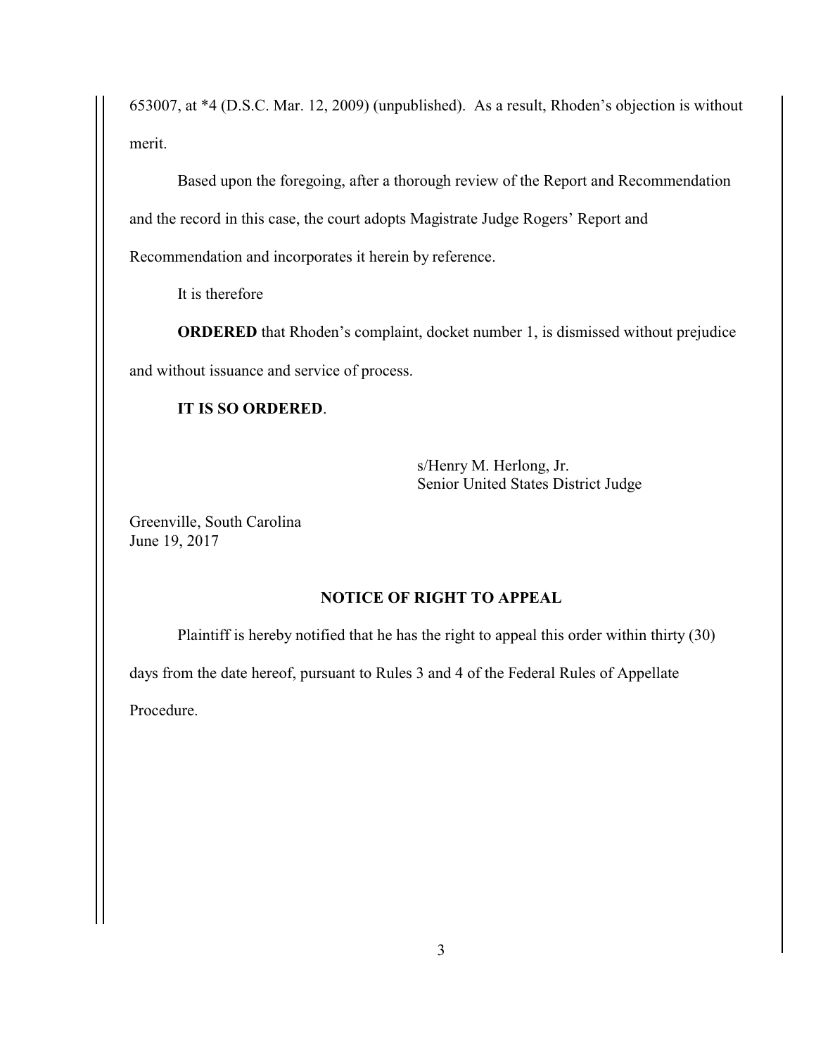653007, at *4 (D.S.C. Mar. 12, 2009) (unpublished). As a result, Rhoden's objection is without merit.

Based upon the foregoing, after a thorough review of the Report and Recommendation and the record in this case, the court adopts Magistrate Judge Rogers' Report and Recommendation and incorporates it herein by reference.

It is therefore

**ORDERED** that Rhoden's complaint, docket number 1, is dismissed without prejudice and without issuance and service of process.

**IT IS SO ORDERED**.

s/Henry M. Herlong, Jr.
Senior United States District Judge

Greenville, South Carolina
June 19, 2017

**NOTICE OF RIGHT TO APPEAL**

Plaintiff is hereby notified that he has the right to appeal this order within thirty (30) days from the date hereof, pursuant to Rules 3 and 4 of the Federal Rules of Appellate Procedure.